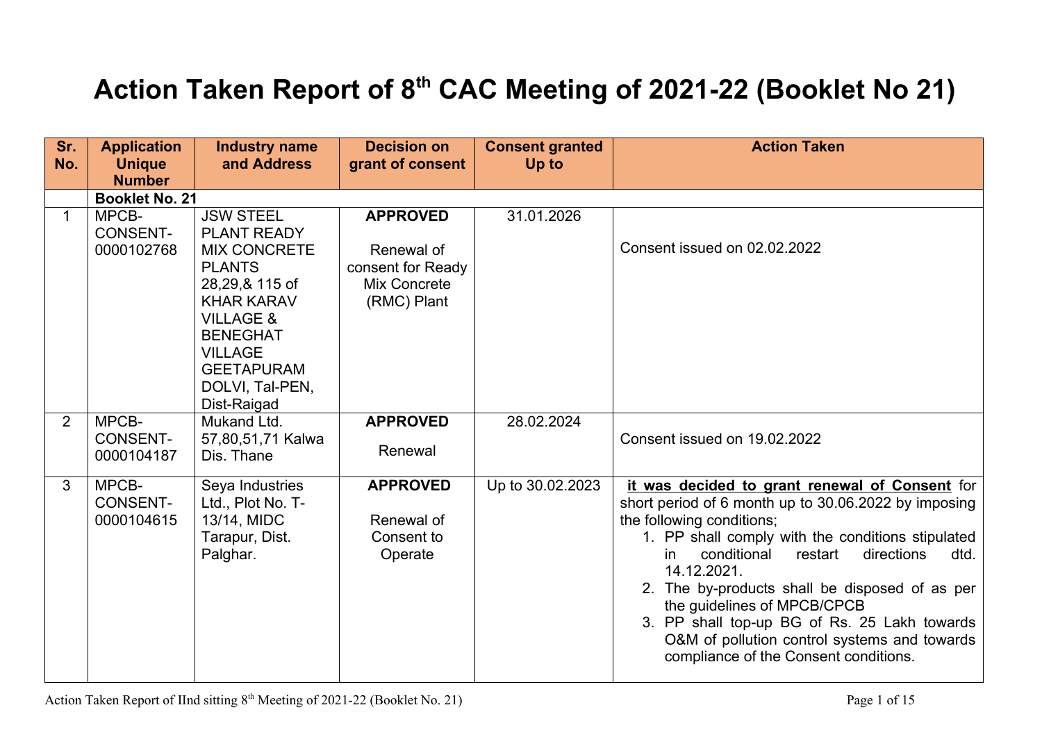# Action Taken Report of 8th CAC Meeting of 2021-22 (Booklet No 21)

| Sr. No. | Application Unique Number | Industry name and Address | Decision on grant of consent | Consent granted Up to | Action Taken |
|---|---|---|---|---|---|
| | **Booklet No. 21** | | | | |
| 1 | MPCB-CONSENT-0000102768 | JSW STEEL PLANT READY MIX CONCRETE PLANTS 28,29,& 115 of KHAR KARAV VILLAGE & BENEGHAT VILLAGE GEETAPURAM DOLVI, Tal-PEN, Dist-Raigad | **APPROVED**<br><br>Renewal of consent for Ready Mix Concrete (RMC) Plant | 31.01.2026 | Consent issued on 02.02.2022 |
| 2 | MPCB-CONSENT-0000104187 | Mukand Ltd. 57,80,51,71 Kalwa Dis. Thane | **APPROVED**<br><br>Renewal | 28.02.2024 | Consent issued on 19.02.2022 |
| 3 | MPCB-CONSENT-0000104615 | Seya Industries Ltd., Plot No. T-13/14, MIDC Tarapur, Dist. Palghar. | **APPROVED**<br><br>Renewal of Consent to Operate | Up to 30.02.2023 | **it was decided to grant renewal of Consent** for short period of 6 month up to 30.06.2022 by imposing the following conditions;<br>1. PP shall comply with the conditions stipulated in conditional restart directions dtd. 14.12.2021.<br>2. The by-products shall be disposed of as per the guidelines of MPCB/CPCB<br>3. PP shall top-up BG of Rs. 25 Lakh towards O&M of pollution control systems and towards compliance of the Consent conditions. |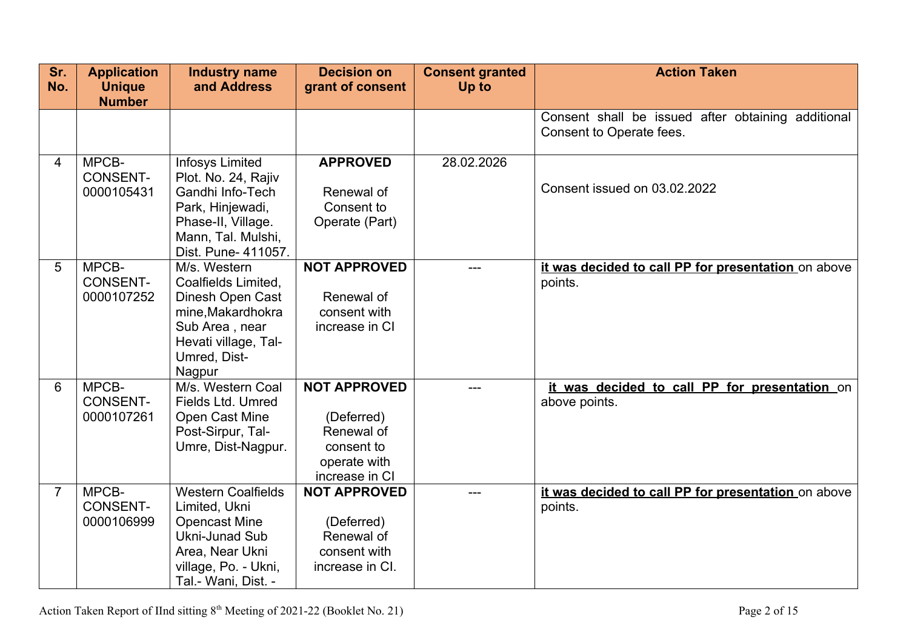| Sr. No. | Application Unique Number | Industry name and Address | Decision on grant of consent | Consent granted Up to | Action Taken |
|---|---|---|---|---|---|
| | | | | | Consent shall be issued after obtaining additional Consent to Operate fees. |
| 4 | MPCB-CONSENT-0000105431 | Infosys Limited Plot. No. 24, Rajiv Gandhi Info-Tech Park, Hinjewadi, Phase-II, Village. Mann, Tal. Mulshi, Dist. Pune- 411057. | **APPROVED** Renewal of Consent to Operate (Part) | 28.02.2026 | Consent issued on 03.02.2022 |
| 5 | MPCB-CONSENT-0000107252 | M/s. Western Coalfields Limited, Dinesh Open Cast mine,Makardhokra Sub Area , near Hevati village, Tal-Umred, Dist-Nagpur | **NOT APPROVED** Renewal of consent with increase in CI | --- | **it was decided to call PP for presentation** on above points. |
| 6 | MPCB-CONSENT-0000107261 | M/s. Western Coal Fields Ltd. Umred Open Cast Mine Post-Sirpur, Tal-Umre, Dist-Nagpur. | **NOT APPROVED** (Deferred) Renewal of consent to operate with increase in CI | --- | **it was decided to call PP for presentation** on above points. |
| 7 | MPCB-CONSENT-0000106999 | Western Coalfields Limited, Ukni Opencast Mine Ukni-Junad Sub Area, Near Ukni village, Po. - Ukni, Tal.- Wani, Dist. - | **NOT APPROVED** (Deferred) Renewal of consent with increase in CI. | --- | **it was decided to call PP for presentation** on above points. |

Action Taken Report of IInd sitting 8th Meeting of 2021-22 (Booklet No. 21)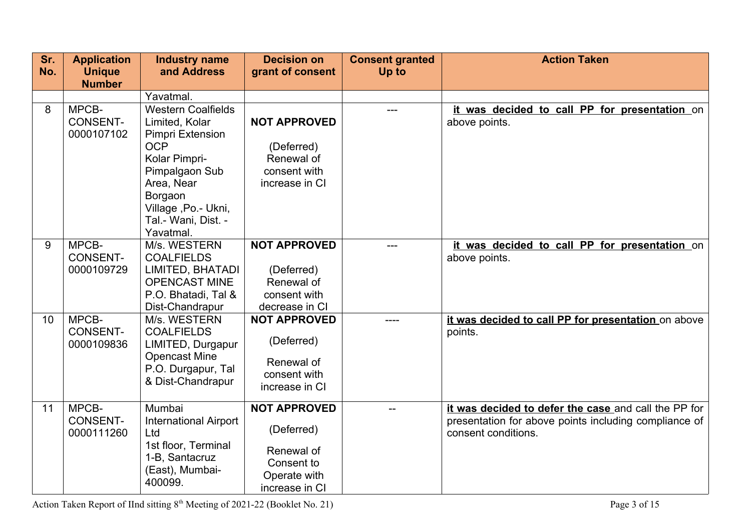| Sr. No. | Application Unique Number | Industry name and Address | Decision on grant of consent | Consent granted Up to | Action Taken |
|---|---|---|---|---|---|
| | | Yavatmal. | | | |
| 8 | MPCB-CONSENT-0000107102 | Western Coalfields Limited, Kolar Pimpri Extension OCP Kolar Pimpri-Pimpalgaon Sub Area, Near Borgaon Village ,Po.- Ukni, Tal.- Wani, Dist. - Yavatmal. | **NOT APPROVED** (Deferred) Renewal of consent with increase in CI | --- | **it was decided to call PP for presentation** on above points. |
| 9 | MPCB-CONSENT-0000109729 | M/s. WESTERN COALFIELDS LIMITED, BHATADI OPENCAST MINE P.O. Bhatadi, Tal & Dist-Chandrapur | **NOT APPROVED** (Deferred) Renewal of consent with decrease in CI | --- | **it was decided to call PP for presentation** on above points. |
| 10 | MPCB-CONSENT-0000109836 | M/s. WESTERN COALFIELDS LIMITED, Durgapur Opencast Mine P.O. Durgapur, Tal & Dist-Chandrapur | **NOT APPROVED** (Deferred) Renewal of consent with increase in CI | ---- | **it was decided to call PP for presentation** on above points. |
| 11 | MPCB-CONSENT-0000111260 | Mumbai International Airport Ltd 1st floor, Terminal 1-B, Santacruz (East), Mumbai-400099. | **NOT APPROVED** (Deferred) Renewal of Consent to Operate with increase in CI | -- | **it was decided to defer the case** and call the PP for presentation for above points including compliance of consent conditions. |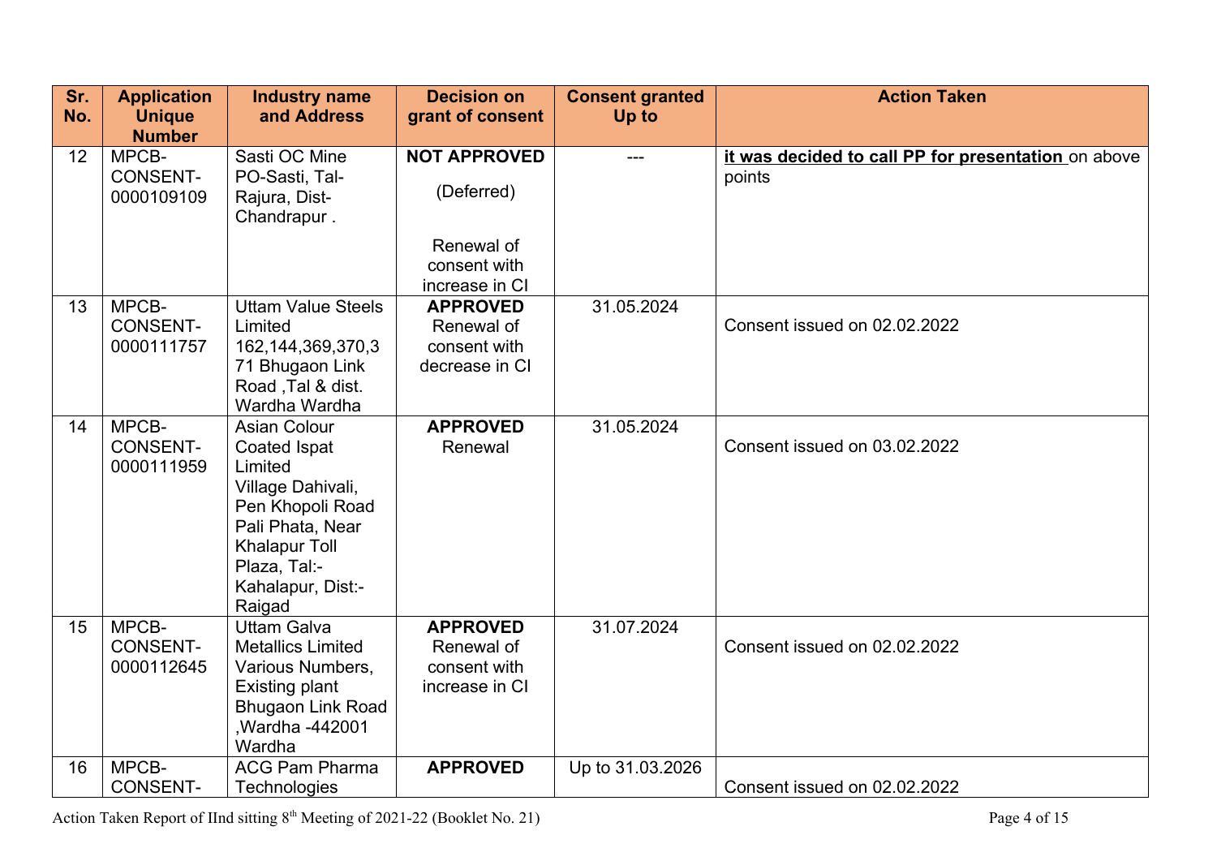| Sr. No. | Application Unique Number | Industry name and Address | Decision on grant of consent | Consent granted Up to | Action Taken |
|---|---|---|---|---|---|
| 12 | MPCB-CONSENT-0000109109 | Sasti OC Mine PO-Sasti, Tal-Rajura, Dist-Chandrapur . | **NOT APPROVED** (Deferred) Renewal of consent with increase in CI | --- | **it was decided to call PP for presentation** on above points |
| 13 | MPCB-CONSENT-0000111757 | Uttam Value Steels Limited 162,144,369,370,371 Bhugaon Link Road ,Tal & dist. Wardha Wardha | **APPROVED** Renewal of consent with decrease in CI | 31.05.2024 | Consent issued on 02.02.2022 |
| 14 | MPCB-CONSENT-0000111959 | Asian Colour Coated Ispat Limited Village Dahivali, Pen Khopoli Road Pali Phata, Near Khalapur Toll Plaza, Tal:-Kahalapur, Dist:-Raigad | **APPROVED** Renewal | 31.05.2024 | Consent issued on 03.02.2022 |
| 15 | MPCB-CONSENT-0000112645 | Uttam Galva Metallics Limited Various Numbers, Existing plant Bhugaon Link Road ,Wardha -442001 Wardha | **APPROVED** Renewal of consent with increase in CI | 31.07.2024 | Consent issued on 02.02.2022 |
| 16 | MPCB-CONSENT- | ACG Pam Pharma Technologies | **APPROVED** | Up to 31.03.2026 | Consent issued on 02.02.2022 |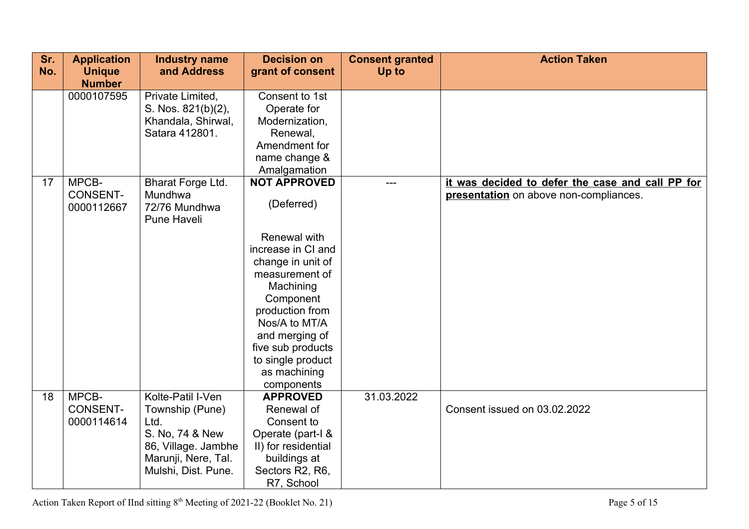| Sr. No. | Application Unique Number | Industry name and Address | Decision on grant of consent | Consent granted Up to | Action Taken |
|---|---|---|---|---|---|
| | 0000107595 | Private Limited, S. Nos. 821(b)(2), Khandala, Shirwal, Satara 412801. | Consent to 1st Operate for Modernization, Renewal, Amendment for name change & Amalgamation | | |
| 17 | MPCB-CONSENT-0000112667 | Bharat Forge Ltd. Mundhwa 72/76 Mundhwa Pune Haveli | **NOT APPROVED** (Deferred) Renewal with increase in CI and change in unit of measurement of Machining Component production from Nos/A to MT/A and merging of five sub products to single product as machining components | --- | **it was decided to defer the case and call PP for presentation** on above non-compliances. |
| 18 | MPCB-CONSENT-0000114614 | Kolte-Patil I-Ven Township (Pune) Ltd. S. No, 74 & New 86, Village. Jambhe Marunji, Nere, Tal. Mulshi, Dist. Pune. | **APPROVED** Renewal of Consent to Operate (part-I & II) for residential buildings at Sectors R2, R6, R7, School | 31.03.2022 | Consent issued on 03.02.2022 |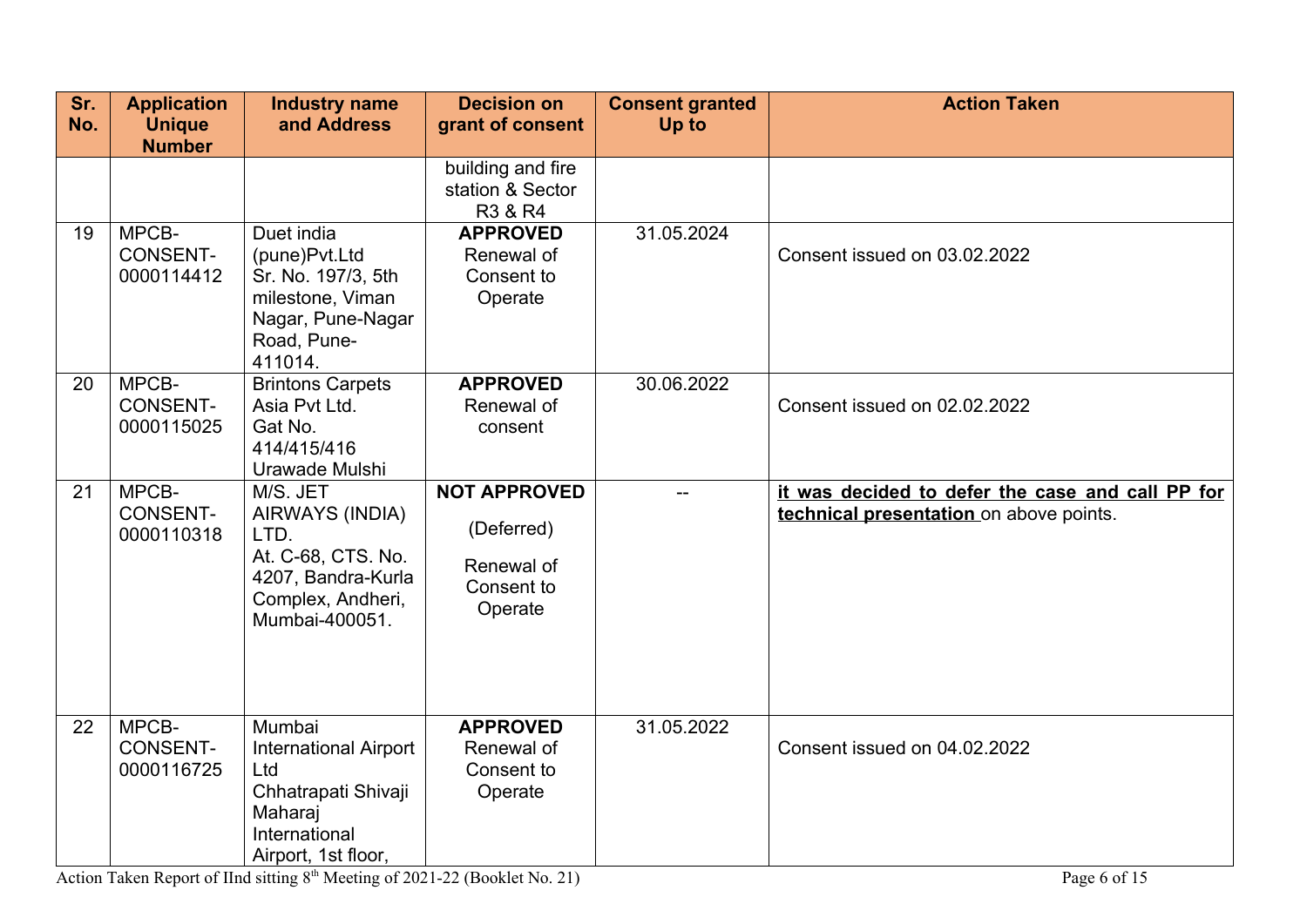| Sr. No. | Application Unique Number | Industry name and Address | Decision on grant of consent | Consent granted Up to | Action Taken |
|---|---|---|---|---|---|
| | | | building and fire station & Sector R3 & R4 | | |
| 19 | MPCB-CONSENT-0000114412 | Duet india (pune)Pvt.Ltd Sr. No. 197/3, 5th milestone, Viman Nagar, Pune-Nagar Road, Pune-411014. | **APPROVED** Renewal of Consent to Operate | 31.05.2024 | Consent issued on 03.02.2022 |
| 20 | MPCB-CONSENT-0000115025 | Brintons Carpets Asia Pvt Ltd. Gat No. 414/415/416 Urawade Mulshi | **APPROVED** Renewal of consent | 30.06.2022 | Consent issued on 02.02.2022 |
| 21 | MPCB-CONSENT-0000110318 | M/S. JET AIRWAYS (INDIA) LTD. At. C-68, CTS. No. 4207, Bandra-Kurla Complex, Andheri, Mumbai-400051. | **NOT APPROVED** (Deferred) Renewal of Consent to Operate | -- | **it was decided to defer the case and call PP for technical presentation** on above points. |
| 22 | MPCB-CONSENT-0000116725 | Mumbai International Airport Ltd Chhatrapati Shivaji Maharaj International Airport, 1st floor, | **APPROVED** Renewal of Consent to Operate | 31.05.2022 | Consent issued on 04.02.2022 |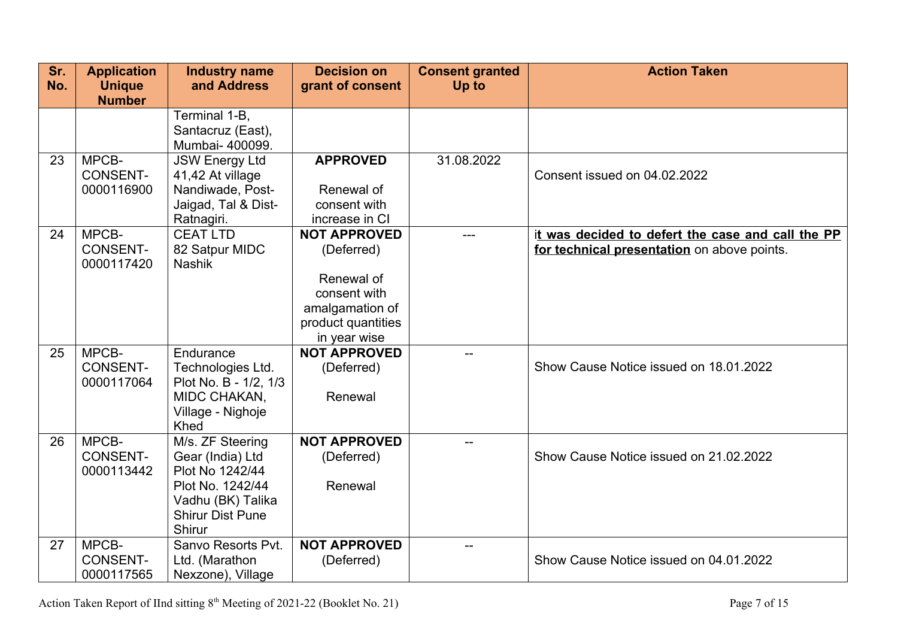| Sr. No. | Application Unique Number | Industry name and Address | Decision on grant of consent | Consent granted Up to | Action Taken |
|---|---|---|---|---|---|
| | | Terminal 1-B, Santacruz (East), Mumbai- 400099. | | | |
| 23 | MPCB-CONSENT-0000116900 | JSW Energy Ltd 41,42 At village Nandiwade, Post-Jaigad, Tal & Dist-Ratnagiri. | **APPROVED** Renewal of consent with increase in CI | 31.08.2022 | Consent issued on 04.02.2022 |
| 24 | MPCB-CONSENT-0000117420 | CEAT LTD 82 Satpur MIDC Nashik | **NOT APPROVED** (Deferred) Renewal of consent with amalgamation of product quantities in year wise | --- | i**t was decided to defert the case and call the PP for technical presentation** on above points. |
| 25 | MPCB-CONSENT-0000117064 | Endurance Technologies Ltd. Plot No. B - 1/2, 1/3 MIDC CHAKAN, Village - Nighoje Khed | **NOT APPROVED** (Deferred) Renewal | -- | Show Cause Notice issued on 18.01.2022 |
| 26 | MPCB-CONSENT-0000113442 | M/s. ZF Steering Gear (India) Ltd Plot No 1242/44 Plot No. 1242/44 Vadhu (BK) Talika Shirur Dist Pune Shirur | **NOT APPROVED** (Deferred) Renewal | -- | Show Cause Notice issued on 21.02.2022 |
| 27 | MPCB-CONSENT-0000117565 | Sanvo Resorts Pvt. Ltd. (Marathon Nexzone), Village | **NOT APPROVED** (Deferred) | -- | Show Cause Notice issued on 04.01.2022 |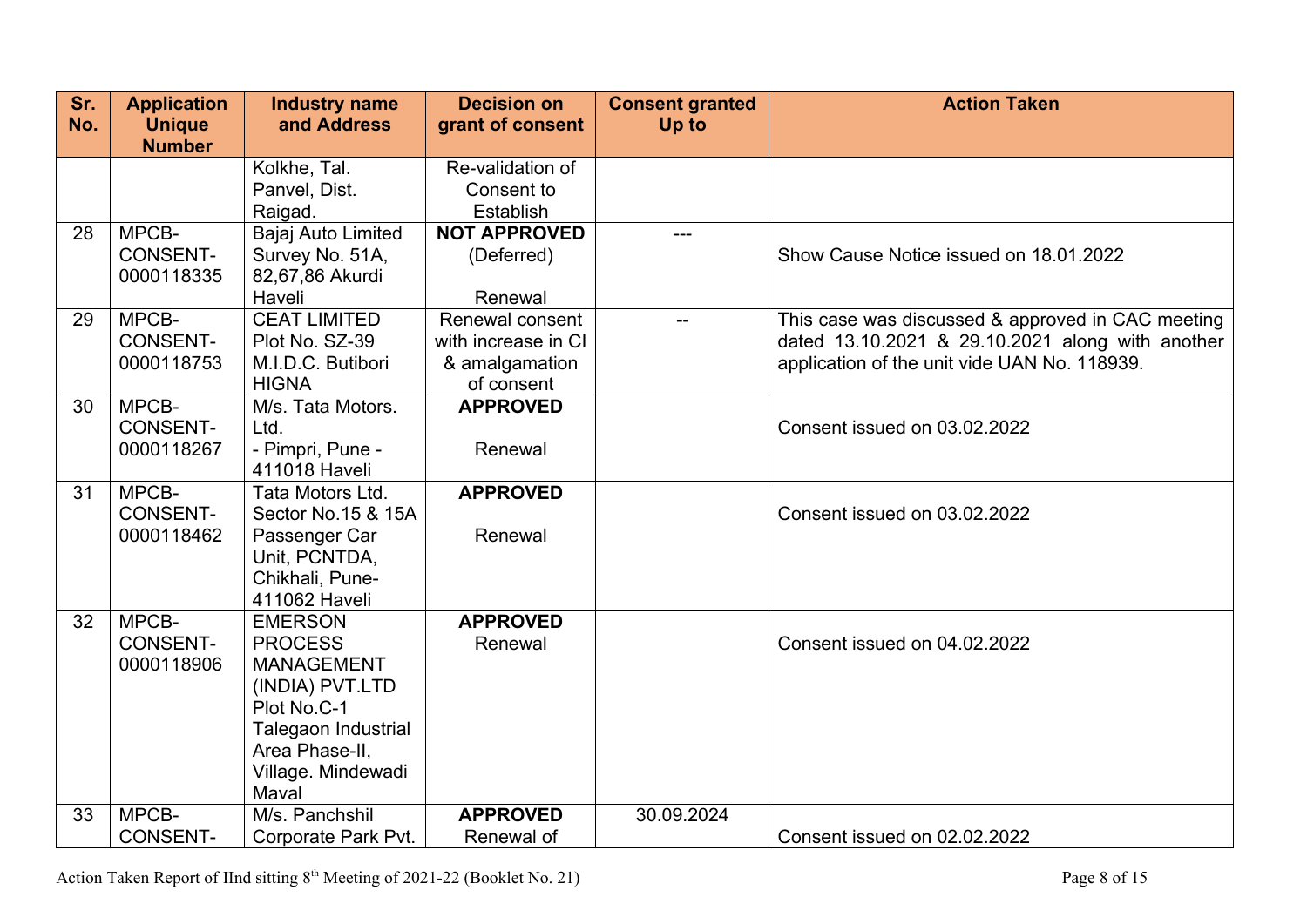| Sr. No. | Application Unique Number | Industry name and Address | Decision on grant of consent | Consent granted Up to | Action Taken |
|---|---|---|---|---|---|
| | | Kolkhe, Tal. Panvel, Dist. Raigad. | Re-validation of Consent to Establish | | |
| 28 | MPCB-CONSENT-0000118335 | Bajaj Auto Limited Survey No. 51A, 82,67,86 Akurdi Haveli | **NOT APPROVED** (Deferred) Renewal | --- | Show Cause Notice issued on 18.01.2022 |
| 29 | MPCB-CONSENT-0000118753 | CEAT LIMITED Plot No. SZ-39 M.I.D.C. Butibori HIGNA | Renewal consent with increase in CI & amalgamation of consent | -- | This case was discussed & approved in CAC meeting dated 13.10.2021 & 29.10.2021 along with another application of the unit vide UAN No. 118939. |
| 30 | MPCB-CONSENT-0000118267 | M/s. Tata Motors. Ltd. - Pimpri, Pune - 411018 Haveli | **APPROVED** Renewal | | Consent issued on 03.02.2022 |
| 31 | MPCB-CONSENT-0000118462 | Tata Motors Ltd. Sector No.15 & 15A Passenger Car Unit, PCNTDA, Chikhali, Pune-411062 Haveli | **APPROVED** Renewal | | Consent issued on 03.02.2022 |
| 32 | MPCB-CONSENT-0000118906 | EMERSON PROCESS MANAGEMENT (INDIA) PVT.LTD Plot No.C-1 Talegaon Industrial Area Phase-II, Village. Mindewadi Maval | **APPROVED** Renewal | | Consent issued on 04.02.2022 |
| 33 | MPCB-CONSENT- | M/s. Panchshil Corporate Park Pvt. | **APPROVED** Renewal of | 30.09.2024 | Consent issued on 02.02.2022 |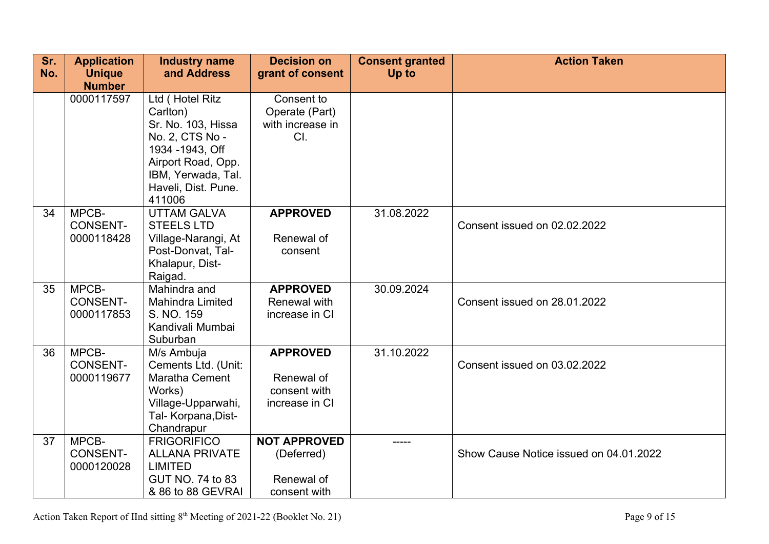| Sr. No. | Application Unique Number | Industry name and Address | Decision on grant of consent | Consent granted Up to | Action Taken |
|---|---|---|---|---|---|
| | 0000117597 | Ltd ( Hotel Ritz Carlton) Sr. No. 103, Hissa No. 2, CTS No - 1934 -1943, Off Airport Road, Opp. IBM, Yerwada, Tal. Haveli, Dist. Pune. 411006 | Consent to Operate (Part) with increase in CI. | | |
| 34 | MPCB-CONSENT-0000118428 | UTTAM GALVA STEELS LTD Village-Narangi, At Post-Donvat, Tal-Khalapur, Dist-Raigad. | **APPROVED** Renewal of consent | 31.08.2022 | Consent issued on 02.02.2022 |
| 35 | MPCB-CONSENT-0000117853 | Mahindra and Mahindra Limited S. NO. 159 Kandivali Mumbai Suburban | **APPROVED** Renewal with increase in CI | 30.09.2024 | Consent issued on 28.01.2022 |
| 36 | MPCB-CONSENT-0000119677 | M/s Ambuja Cements Ltd. (Unit: Maratha Cement Works) Village-Upparwahi, Tal- Korpana,Dist-Chandrapur | **APPROVED** Renewal of consent with increase in CI | 31.10.2022 | Consent issued on 03.02.2022 |
| 37 | MPCB-CONSENT-0000120028 | FRIGORIFICO ALLANA PRIVATE LIMITED GUT NO. 74 to 83 & 86 to 88 GEVRAI | **NOT APPROVED** (Deferred) Renewal of consent with | ----- | Show Cause Notice issued on 04.01.2022 |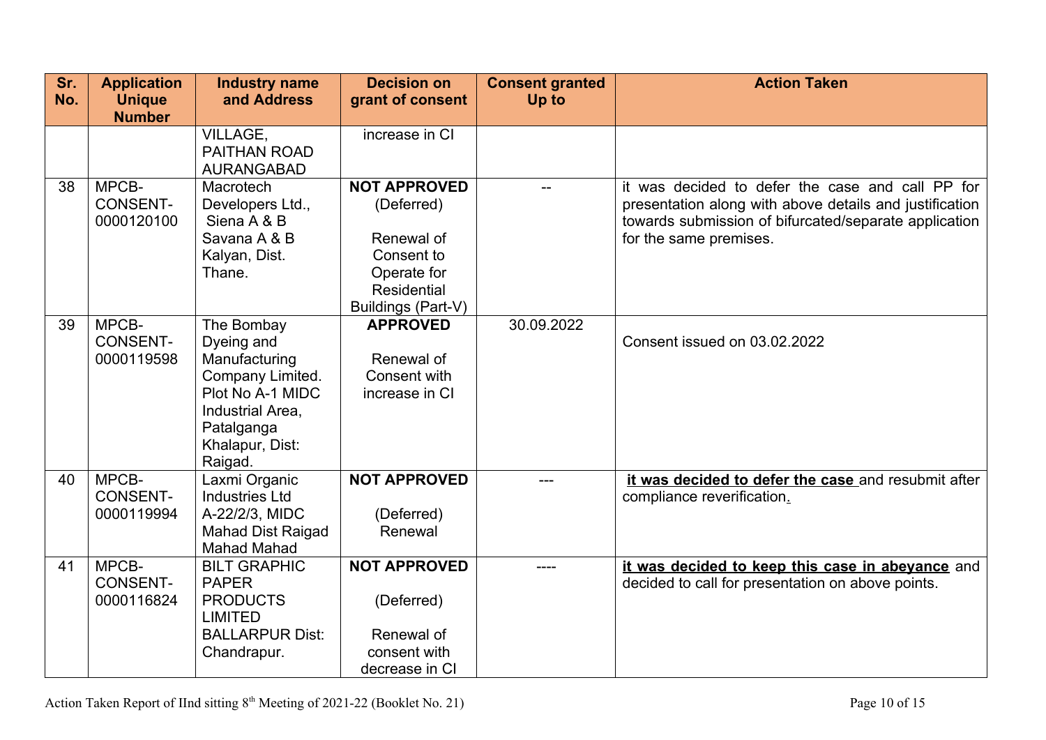| Sr. No. | Application Unique Number | Industry name and Address | Decision on grant of consent | Consent granted Up to | Action Taken |
|---|---|---|---|---|---|
| | | VILLAGE, PAITHAN ROAD AURANGABAD | increase in CI | | |
| 38 | MPCB-CONSENT-0000120100 | Macrotech Developers Ltd., Siena A & B Savana A & B Kalyan, Dist. Thane. | **NOT APPROVED** (Deferred) Renewal of Consent to Operate for Residential Buildings (Part-V) | -- | it was decided to defer the case and call PP for presentation along with above details and justification towards submission of bifurcated/separate application for the same premises. |
| 39 | MPCB-CONSENT-0000119598 | The Bombay Dyeing and Manufacturing Company Limited. Plot No A-1 MIDC Industrial Area, Patalganga Khalapur, Dist: Raigad. | **APPROVED** Renewal of Consent with increase in CI | 30.09.2022 | Consent issued on 03.02.2022 |
| 40 | MPCB-CONSENT-0000119994 | Laxmi Organic Industries Ltd A-22/2/3, MIDC Mahad Dist Raigad Mahad Mahad | **NOT APPROVED** (Deferred) Renewal | --- | **it was decided to defer the case** and resubmit after compliance reverification. |
| 41 | MPCB-CONSENT-0000116824 | BILT GRAPHIC PAPER PRODUCTS LIMITED BALLARPUR Dist: Chandrapur. | **NOT APPROVED** (Deferred) Renewal of consent with decrease in CI | ---- | **it was decided to keep this case in abeyance** and decided to call for presentation on above points. |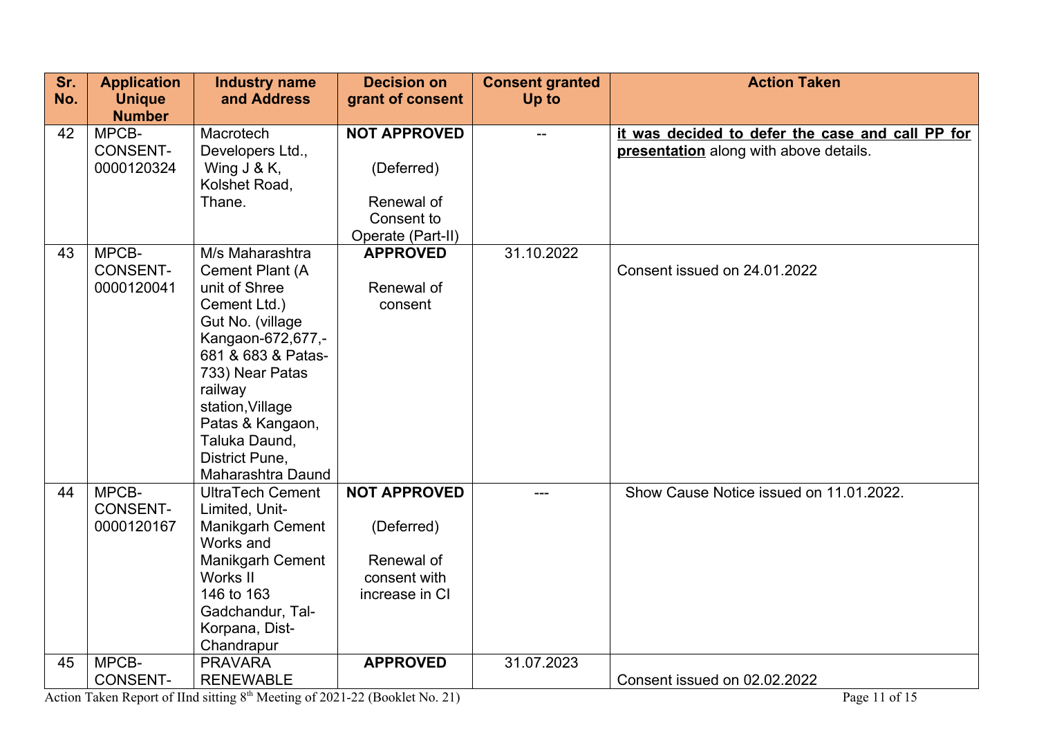| Sr. No. | Application Unique Number | Industry name and Address | Decision on grant of consent | Consent granted Up to | Action Taken |
|---|---|---|---|---|---|
| 42 | MPCB-CONSENT-0000120324 | Macrotech Developers Ltd., Wing J & K, Kolshet Road, Thane. | **NOT APPROVED** (Deferred) Renewal of Consent to Operate (Part-II) | -- | **it was decided to defer the case and call PP for presentation** along with above details. |
| 43 | MPCB-CONSENT-0000120041 | M/s Maharashtra Cement Plant (A unit of Shree Cement Ltd.) Gut No. (village Kangaon-672,677,-681 & 683 & Patas-733) Near Patas railway station,Village Patas & Kangaon, Taluka Daund, District Pune, Maharashtra Daund | **APPROVED** Renewal of consent | 31.10.2022 | Consent issued on 24.01.2022 |
| 44 | MPCB-CONSENT-0000120167 | UltraTech Cement Limited, Unit-Manikgarh Cement Works and Manikgarh Cement Works II 146 to 163 Gadchandur, Tal-Korpana, Dist-Chandrapur | **NOT APPROVED** (Deferred) Renewal of consent with increase in CI | --- | Show Cause Notice issued on 11.01.2022. |
| 45 | MPCB-CONSENT- | PRAVARA RENEWABLE | **APPROVED** | 31.07.2023 | Consent issued on 02.02.2022 |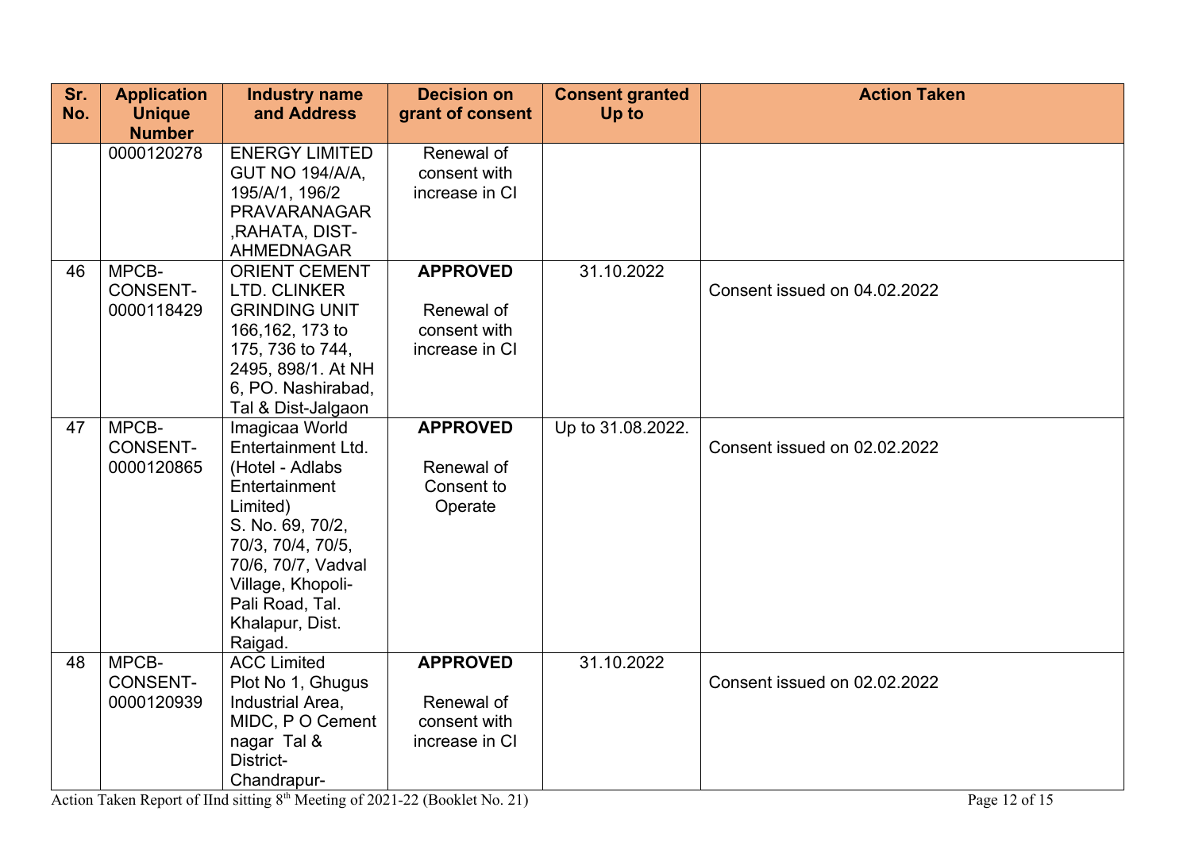| Sr. No. | Application Unique Number | Industry name and Address | Decision on grant of consent | Consent granted Up to | Action Taken |
|---|---|---|---|---|---|
| | 0000120278 | ENERGY LIMITED GUT NO 194/A/A, 195/A/1, 196/2 PRAVARANAGAR ,RAHATA, DIST-AHMEDNAGAR | Renewal of consent with increase in CI | | |
| 46 | MPCB-CONSENT-0000118429 | ORIENT CEMENT LTD. CLINKER GRINDING UNIT 166,162, 173 to 175, 736 to 744, 2495, 898/1. At NH 6, PO. Nashirabad, Tal & Dist-Jalgaon | **APPROVED** Renewal of consent with increase in CI | 31.10.2022 | Consent issued on 04.02.2022 |
| 47 | MPCB-CONSENT-0000120865 | Imagicaa World Entertainment Ltd. (Hotel - Adlabs Entertainment Limited) S. No. 69, 70/2, 70/3, 70/4, 70/5, 70/6, 70/7, Vadval Village, Khopoli-Pali Road, Tal. Khalapur, Dist. Raigad. | **APPROVED** Renewal of Consent to Operate | Up to 31.08.2022. | Consent issued on 02.02.2022 |
| 48 | MPCB-CONSENT-0000120939 | ACC Limited Plot No 1, Ghugus Industrial Area, MIDC, P O Cement nagar Tal & District-Chandrapur- | **APPROVED** Renewal of consent with increase in CI | 31.10.2022 | Consent issued on 02.02.2022 |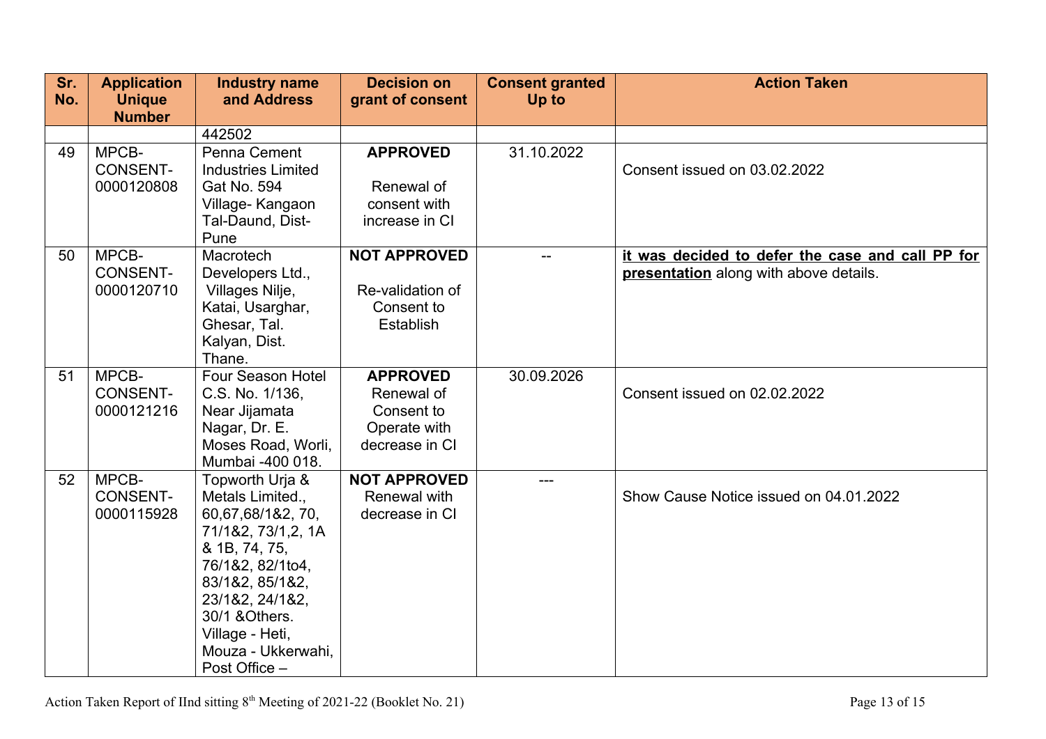| Sr. No. | Application Unique Number | Industry name and Address | Decision on grant of consent | Consent granted Up to | Action Taken |
|---|---|---|---|---|---|
| | | 442502 | | | |
| 49 | MPCB-CONSENT-0000120808 | Penna Cement Industries Limited Gat No. 594 Village- Kangaon Tal-Daund, Dist-Pune | **APPROVED** Renewal of consent with increase in CI | 31.10.2022 | Consent issued on 03.02.2022 |
| 50 | MPCB-CONSENT-0000120710 | Macrotech Developers Ltd., Villages Nilje, Katai, Usarghar, Ghesar, Tal. Kalyan, Dist. Thane. | **NOT APPROVED** Re-validation of Consent to Establish | -- | **it was decided to defer the case and call PP for presentation** along with above details. |
| 51 | MPCB-CONSENT-0000121216 | Four Season Hotel C.S. No. 1/136, Near Jijamata Nagar, Dr. E. Moses Road, Worli, Mumbai -400 018. | **APPROVED** Renewal of Consent to Operate with decrease in CI | 30.09.2026 | Consent issued on 02.02.2022 |
| 52 | MPCB-CONSENT-0000115928 | Topworth Urja & Metals Limited., 60,67,68/1&2, 70, 71/1&2, 73/1,2, 1A & 1B, 74, 75, 76/1&2, 82/1to4, 83/1&2, 85/1&2, 23/1&2, 24/1&2, 30/1 &Others. Village - Heti, Mouza - Ukkerwahi, Post Office – | **NOT APPROVED** Renewal with decrease in CI | --- | Show Cause Notice issued on 04.01.2022 |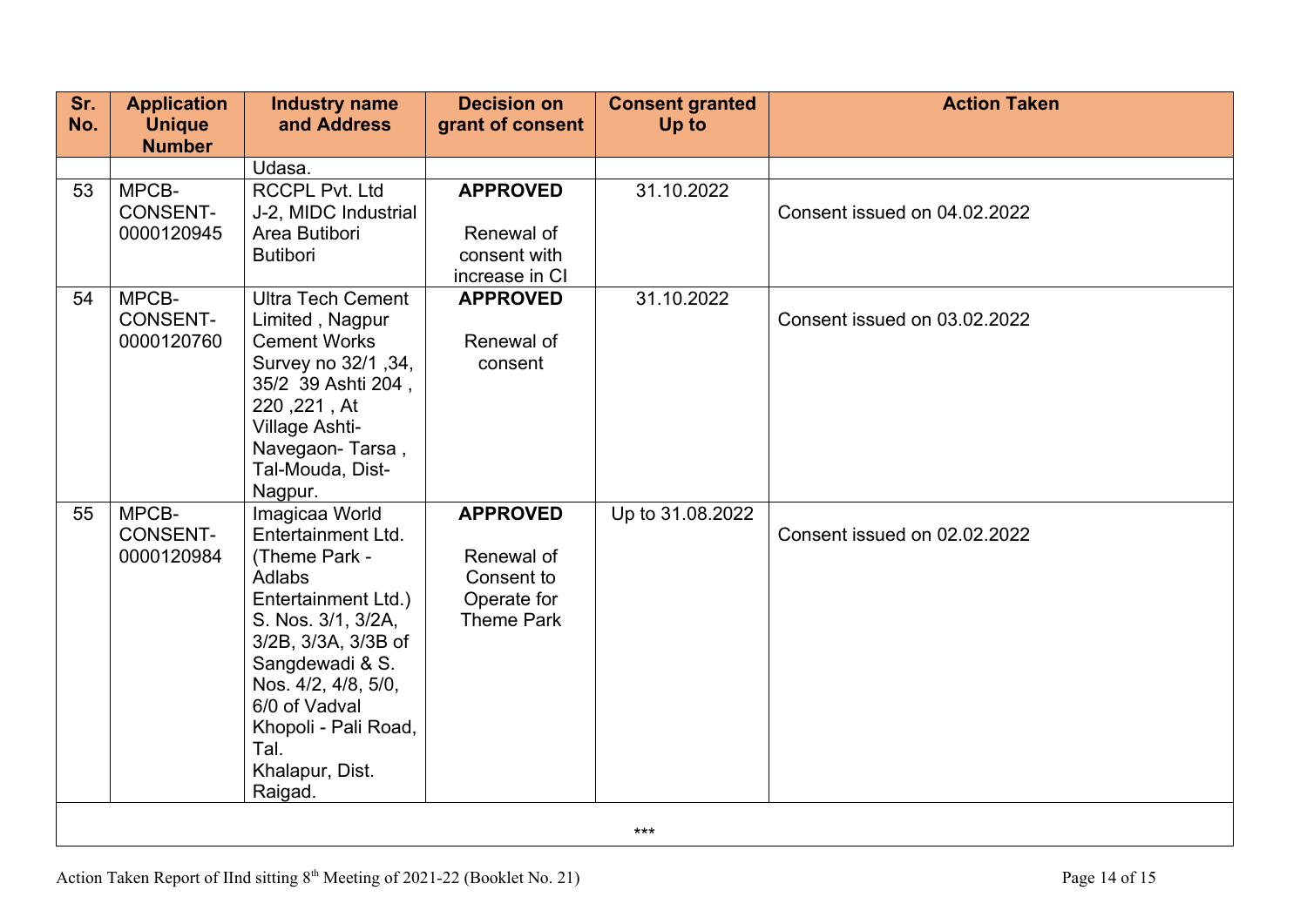| Sr. No. | Application Unique Number | Industry name and Address | Decision on grant of consent | Consent granted Up to | Action Taken |
|---|---|---|---|---|---|
| | | Udasa. | | | |
| 53 | MPCB-CONSENT-0000120945 | RCCPL Pvt. Ltd J-2, MIDC Industrial Area Butibori Butibori | **APPROVED** Renewal of consent with increase in CI | 31.10.2022 | Consent issued on 04.02.2022 |
| 54 | MPCB-CONSENT-0000120760 | Ultra Tech Cement Limited , Nagpur Cement Works Survey no 32/1 ,34, 35/2 39 Ashti 204 , 220 ,221 , At Village Ashti-Navegaon- Tarsa , Tal-Mouda, Dist-Nagpur. | **APPROVED** Renewal of consent | 31.10.2022 | Consent issued on 03.02.2022 |
| 55 | MPCB-CONSENT-0000120984 | Imagicaa World Entertainment Ltd. (Theme Park - Adlabs Entertainment Ltd.) S. Nos. 3/1, 3/2A, 3/2B, 3/3A, 3/3B of Sangdewadi & S. Nos. 4/2, 4/8, 5/0, 6/0 of Vadval Khopoli - Pali Road, Tal. Khalapur, Dist. Raigad. | **APPROVED** Renewal of Consent to Operate for Theme Park | Up to 31.08.2022 | Consent issued on 02.02.2022 |

***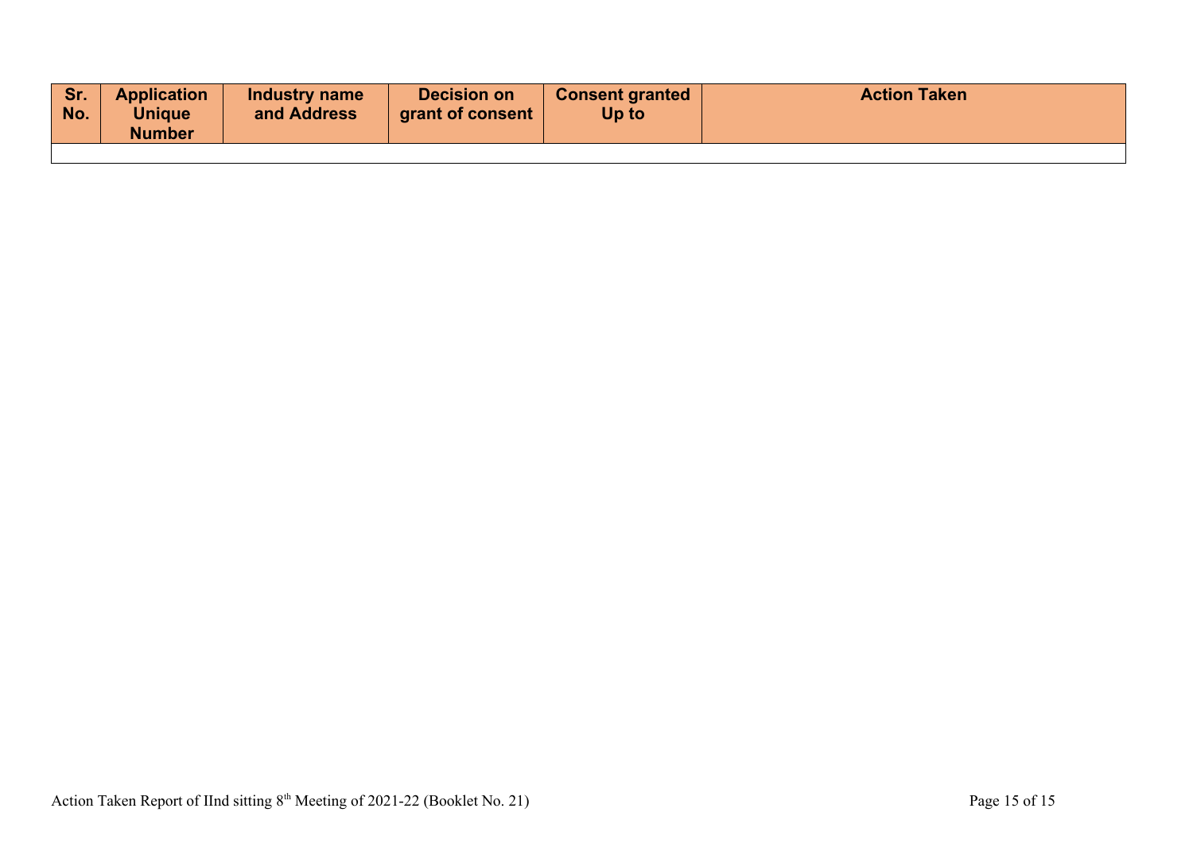| Sr. No. | Application Unique Number | Industry name and Address | Decision on grant of consent | Consent granted Up to | Action Taken |
|---|---|---|---|---|---|
| | | | | | |